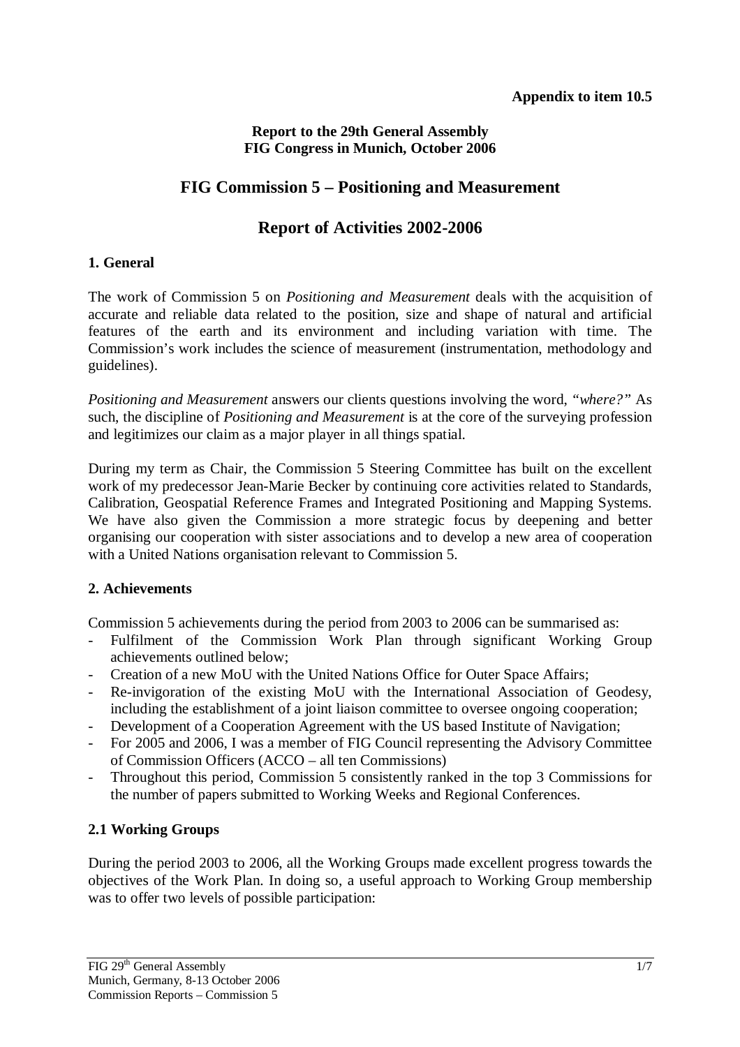**Appendix to item 10.5**

**Report to the 29th General Assembly**
**FIG Congress in Munich, October 2006**

# FIG Commission 5 – Positioning and Measurement

# Report of Activities 2002-2006

## 1. General

The work of Commission 5 on *Positioning and Measurement* deals with the acquisition of accurate and reliable data related to the position, size and shape of natural and artificial features of the earth and its environment and including variation with time. The Commission's work includes the science of measurement (instrumentation, methodology and guidelines).

*Positioning and Measurement* answers our clients questions involving the word, *"where?"* As such, the discipline of *Positioning and Measurement* is at the core of the surveying profession and legitimizes our claim as a major player in all things spatial.

During my term as Chair, the Commission 5 Steering Committee has built on the excellent work of my predecessor Jean-Marie Becker by continuing core activities related to Standards, Calibration, Geospatial Reference Frames and Integrated Positioning and Mapping Systems. We have also given the Commission a more strategic focus by deepening and better organising our cooperation with sister associations and to develop a new area of cooperation with a United Nations organisation relevant to Commission 5.

## 2. Achievements

Commission 5 achievements during the period from 2003 to 2006 can be summarised as:

- Fulfilment of the Commission Work Plan through significant Working Group achievements outlined below;
- Creation of a new MoU with the United Nations Office for Outer Space Affairs;
- Re-invigoration of the existing MoU with the International Association of Geodesy, including the establishment of a joint liaison committee to oversee ongoing cooperation;
- Development of a Cooperation Agreement with the US based Institute of Navigation;
- For 2005 and 2006, I was a member of FIG Council representing the Advisory Committee of Commission Officers (ACCO – all ten Commissions)
- Throughout this period, Commission 5 consistently ranked in the top 3 Commissions for the number of papers submitted to Working Weeks and Regional Conferences.

### 2.1 Working Groups

During the period 2003 to 2006, all the Working Groups made excellent progress towards the objectives of the Work Plan. In doing so, a useful approach to Working Group membership was to offer two levels of possible participation: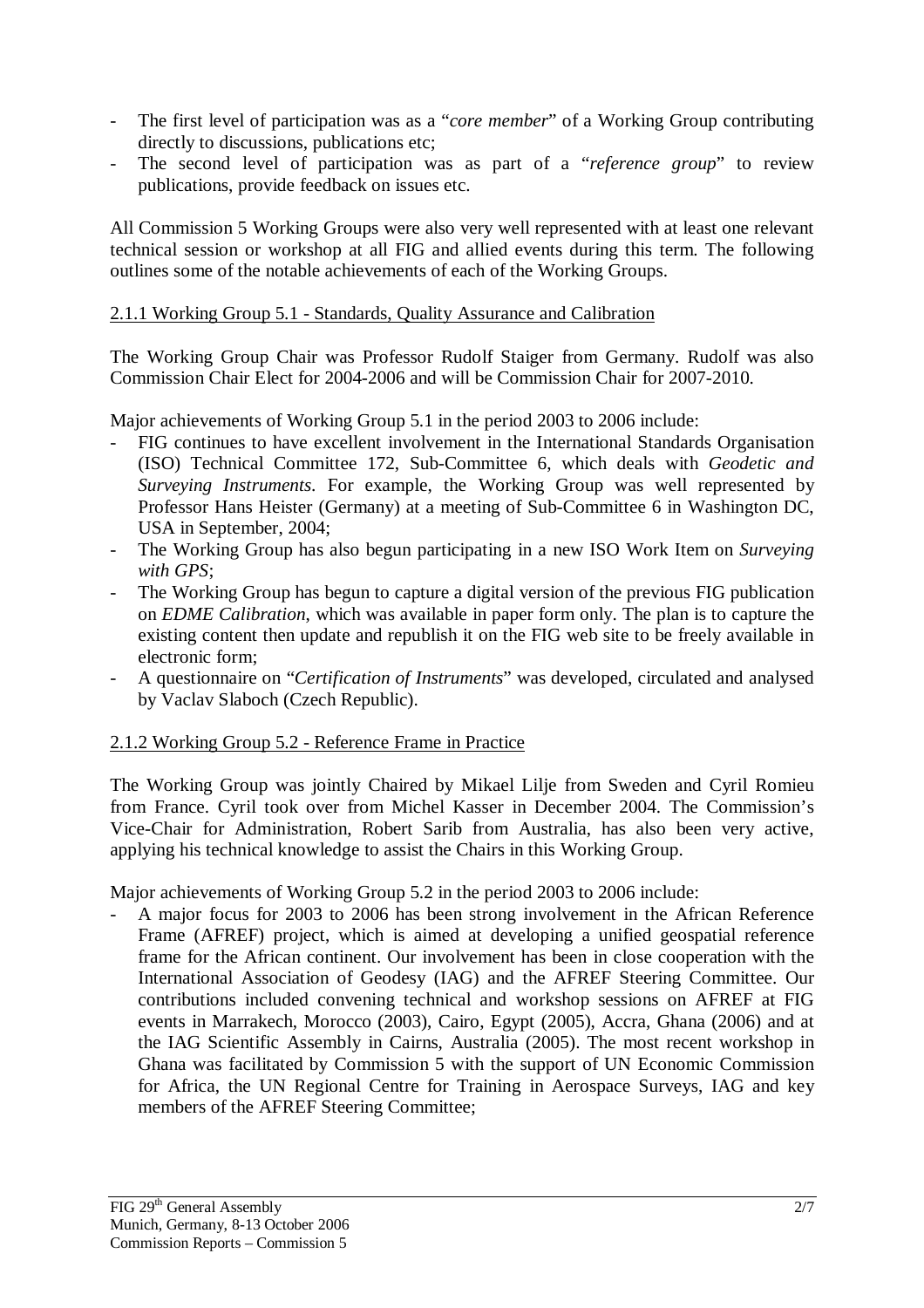- The first level of participation was as a "*core member*" of a Working Group contributing directly to discussions, publications etc;
- The second level of participation was as part of a "*reference group*" to review publications, provide feedback on issues etc.

All Commission 5 Working Groups were also very well represented with at least one relevant technical session or workshop at all FIG and allied events during this term. The following outlines some of the notable achievements of each of the Working Groups.

#### 2.1.1 Working Group 5.1 - Standards, Quality Assurance and Calibration

The Working Group Chair was Professor Rudolf Staiger from Germany. Rudolf was also Commission Chair Elect for 2004-2006 and will be Commission Chair for 2007-2010.

Major achievements of Working Group 5.1 in the period 2003 to 2006 include:

- FIG continues to have excellent involvement in the International Standards Organisation (ISO) Technical Committee 172, Sub-Committee 6, which deals with *Geodetic and Surveying Instruments*. For example, the Working Group was well represented by Professor Hans Heister (Germany) at a meeting of Sub-Committee 6 in Washington DC, USA in September, 2004;
- The Working Group has also begun participating in a new ISO Work Item on *Surveying with GPS*;
- The Working Group has begun to capture a digital version of the previous FIG publication on *EDME Calibration*, which was available in paper form only. The plan is to capture the existing content then update and republish it on the FIG web site to be freely available in electronic form;
- A questionnaire on "*Certification of Instruments*" was developed, circulated and analysed by Vaclav Slaboch (Czech Republic).

#### 2.1.2 Working Group 5.2 - Reference Frame in Practice

The Working Group was jointly Chaired by Mikael Lilje from Sweden and Cyril Romieu from France. Cyril took over from Michel Kasser in December 2004. The Commission's Vice-Chair for Administration, Robert Sarib from Australia, has also been very active, applying his technical knowledge to assist the Chairs in this Working Group.

Major achievements of Working Group 5.2 in the period 2003 to 2006 include:

- A major focus for 2003 to 2006 has been strong involvement in the African Reference Frame (AFREF) project, which is aimed at developing a unified geospatial reference frame for the African continent. Our involvement has been in close cooperation with the International Association of Geodesy (IAG) and the AFREF Steering Committee. Our contributions included convening technical and workshop sessions on AFREF at FIG events in Marrakech, Morocco (2003), Cairo, Egypt (2005), Accra, Ghana (2006) and at the IAG Scientific Assembly in Cairns, Australia (2005). The most recent workshop in Ghana was facilitated by Commission 5 with the support of UN Economic Commission for Africa, the UN Regional Centre for Training in Aerospace Surveys, IAG and key members of the AFREF Steering Committee;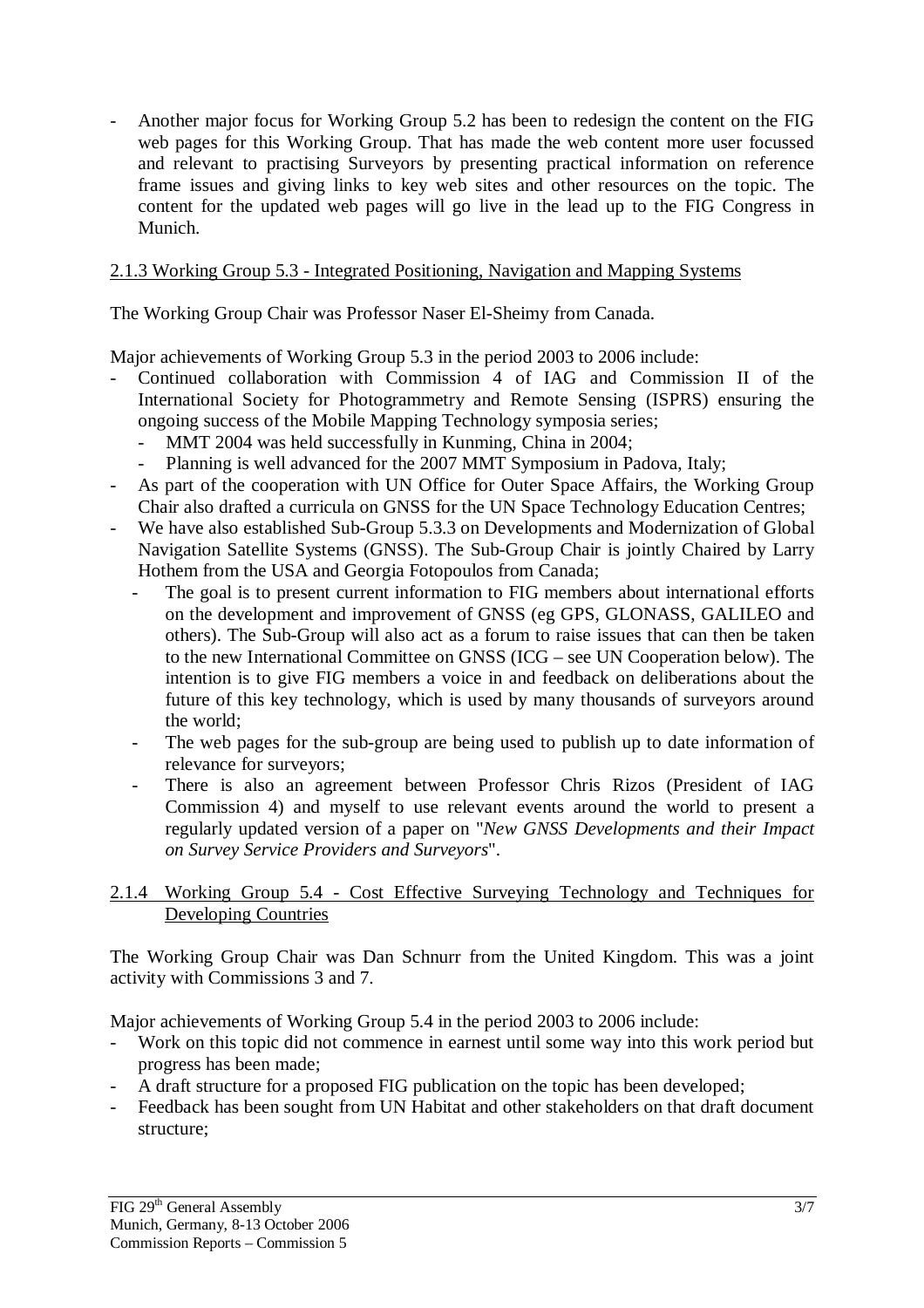- Another major focus for Working Group 5.2 has been to redesign the content on the FIG web pages for this Working Group. That has made the web content more user focussed and relevant to practising Surveyors by presenting practical information on reference frame issues and giving links to key web sites and other resources on the topic. The content for the updated web pages will go live in the lead up to the FIG Congress in Munich.

### 2.1.3 Working Group 5.3 - Integrated Positioning, Navigation and Mapping Systems

The Working Group Chair was Professor Naser El-Sheimy from Canada.

Major achievements of Working Group 5.3 in the period 2003 to 2006 include:

- Continued collaboration with Commission 4 of IAG and Commission II of the International Society for Photogrammetry and Remote Sensing (ISPRS) ensuring the ongoing success of the Mobile Mapping Technology symposia series;
  - MMT 2004 was held successfully in Kunming, China in 2004;
  - Planning is well advanced for the 2007 MMT Symposium in Padova, Italy;
- As part of the cooperation with UN Office for Outer Space Affairs, the Working Group Chair also drafted a curricula on GNSS for the UN Space Technology Education Centres;
- We have also established Sub-Group 5.3.3 on Developments and Modernization of Global Navigation Satellite Systems (GNSS). The Sub-Group Chair is jointly Chaired by Larry Hothem from the USA and Georgia Fotopoulos from Canada;
  - The goal is to present current information to FIG members about international efforts on the development and improvement of GNSS (eg GPS, GLONASS, GALILEO and others). The Sub-Group will also act as a forum to raise issues that can then be taken to the new International Committee on GNSS (ICG – see UN Cooperation below). The intention is to give FIG members a voice in and feedback on deliberations about the future of this key technology, which is used by many thousands of surveyors around the world;
  - The web pages for the sub-group are being used to publish up to date information of relevance for surveyors;
  - There is also an agreement between Professor Chris Rizos (President of IAG Commission 4) and myself to use relevant events around the world to present a regularly updated version of a paper on "*New GNSS Developments and their Impact on Survey Service Providers and Surveyors*".

### 2.1.4 Working Group 5.4 - Cost Effective Surveying Technology and Techniques for Developing Countries

The Working Group Chair was Dan Schnurr from the United Kingdom. This was a joint activity with Commissions 3 and 7.

Major achievements of Working Group 5.4 in the period 2003 to 2006 include:

- Work on this topic did not commence in earnest until some way into this work period but progress has been made;
- A draft structure for a proposed FIG publication on the topic has been developed;
- Feedback has been sought from UN Habitat and other stakeholders on that draft document structure;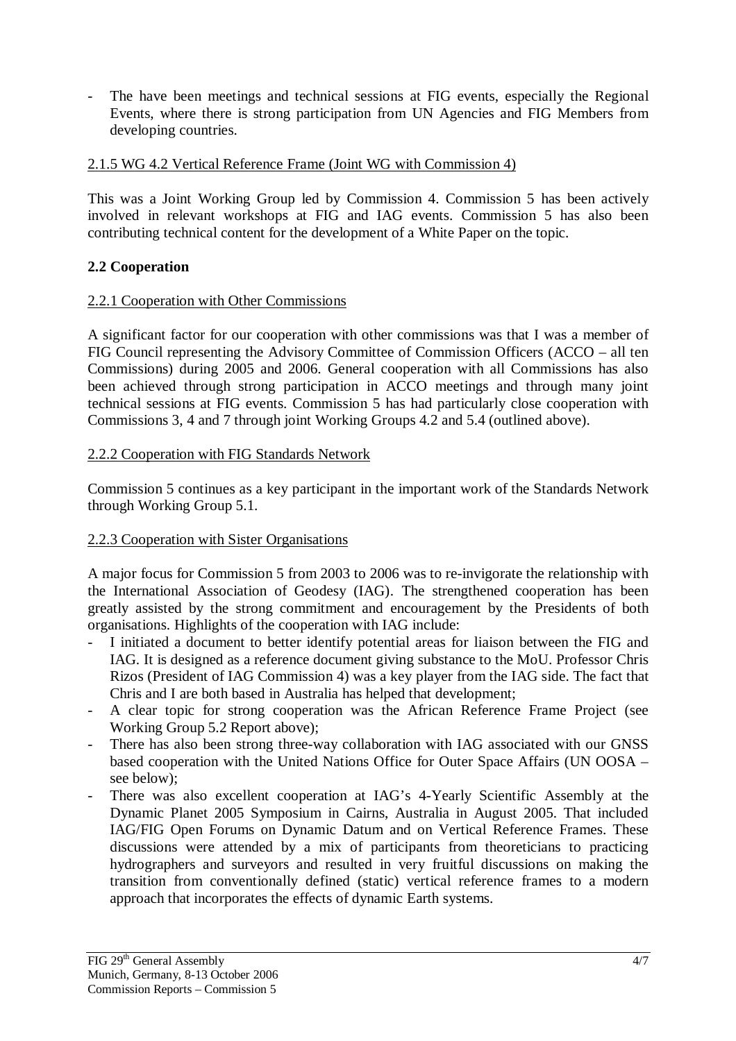- The have been meetings and technical sessions at FIG events, especially the Regional Events, where there is strong participation from UN Agencies and FIG Members from developing countries.

#### 2.1.5 WG 4.2 Vertical Reference Frame (Joint WG with Commission 4)

This was a Joint Working Group led by Commission 4. Commission 5 has been actively involved in relevant workshops at FIG and IAG events. Commission 5 has also been contributing technical content for the development of a White Paper on the topic.

### 2.2 Cooperation

#### 2.2.1 Cooperation with Other Commissions

A significant factor for our cooperation with other commissions was that I was a member of FIG Council representing the Advisory Committee of Commission Officers (ACCO – all ten Commissions) during 2005 and 2006. General cooperation with all Commissions has also been achieved through strong participation in ACCO meetings and through many joint technical sessions at FIG events. Commission 5 has had particularly close cooperation with Commissions 3, 4 and 7 through joint Working Groups 4.2 and 5.4 (outlined above).

#### 2.2.2 Cooperation with FIG Standards Network

Commission 5 continues as a key participant in the important work of the Standards Network through Working Group 5.1.

#### 2.2.3 Cooperation with Sister Organisations

A major focus for Commission 5 from 2003 to 2006 was to re-invigorate the relationship with the International Association of Geodesy (IAG). The strengthened cooperation has been greatly assisted by the strong commitment and encouragement by the Presidents of both organisations. Highlights of the cooperation with IAG include:

- I initiated a document to better identify potential areas for liaison between the FIG and IAG. It is designed as a reference document giving substance to the MoU. Professor Chris Rizos (President of IAG Commission 4) was a key player from the IAG side. The fact that Chris and I are both based in Australia has helped that development;
- A clear topic for strong cooperation was the African Reference Frame Project (see Working Group 5.2 Report above);
- There has also been strong three-way collaboration with IAG associated with our GNSS based cooperation with the United Nations Office for Outer Space Affairs (UN OOSA – see below);
- There was also excellent cooperation at IAG's 4-Yearly Scientific Assembly at the Dynamic Planet 2005 Symposium in Cairns, Australia in August 2005. That included IAG/FIG Open Forums on Dynamic Datum and on Vertical Reference Frames. These discussions were attended by a mix of participants from theoreticians to practicing hydrographers and surveyors and resulted in very fruitful discussions on making the transition from conventionally defined (static) vertical reference frames to a modern approach that incorporates the effects of dynamic Earth systems.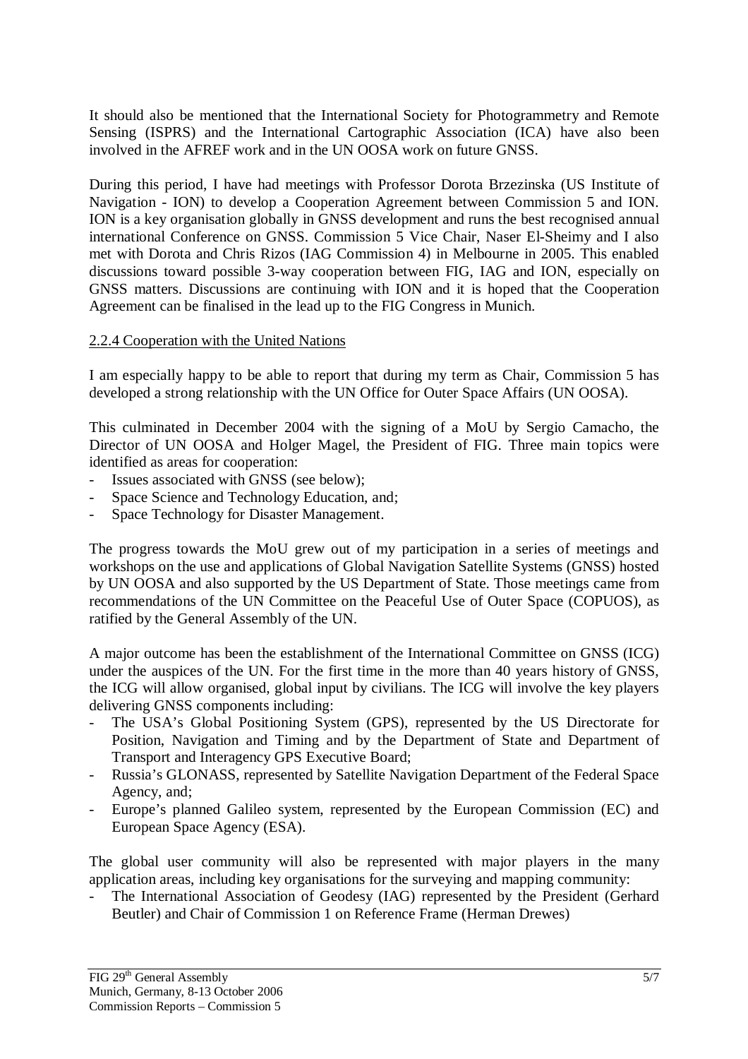It should also be mentioned that the International Society for Photogrammetry and Remote Sensing (ISPRS) and the International Cartographic Association (ICA) have also been involved in the AFREF work and in the UN OOSA work on future GNSS.

During this period, I have had meetings with Professor Dorota Brzezinska (US Institute of Navigation - ION) to develop a Cooperation Agreement between Commission 5 and ION. ION is a key organisation globally in GNSS development and runs the best recognised annual international Conference on GNSS. Commission 5 Vice Chair, Naser El-Sheimy and I also met with Dorota and Chris Rizos (IAG Commission 4) in Melbourne in 2005. This enabled discussions toward possible 3-way cooperation between FIG, IAG and ION, especially on GNSS matters. Discussions are continuing with ION and it is hoped that the Cooperation Agreement can be finalised in the lead up to the FIG Congress in Munich.

<u>2.2.4 Cooperation with the United Nations</u>

I am especially happy to be able to report that during my term as Chair, Commission 5 has developed a strong relationship with the UN Office for Outer Space Affairs (UN OOSA).

This culminated in December 2004 with the signing of a MoU by Sergio Camacho, the Director of UN OOSA and Holger Magel, the President of FIG. Three main topics were identified as areas for cooperation:

- Issues associated with GNSS (see below);
- Space Science and Technology Education, and;
- Space Technology for Disaster Management.

The progress towards the MoU grew out of my participation in a series of meetings and workshops on the use and applications of Global Navigation Satellite Systems (GNSS) hosted by UN OOSA and also supported by the US Department of State. Those meetings came from recommendations of the UN Committee on the Peaceful Use of Outer Space (COPUOS), as ratified by the General Assembly of the UN.

A major outcome has been the establishment of the International Committee on GNSS (ICG) under the auspices of the UN. For the first time in the more than 40 years history of GNSS, the ICG will allow organised, global input by civilians. The ICG will involve the key players delivering GNSS components including:

- The USA's Global Positioning System (GPS), represented by the US Directorate for Position, Navigation and Timing and by the Department of State and Department of Transport and Interagency GPS Executive Board;
- Russia's GLONASS, represented by Satellite Navigation Department of the Federal Space Agency, and;
- Europe's planned Galileo system, represented by the European Commission (EC) and European Space Agency (ESA).

The global user community will also be represented with major players in the many application areas, including key organisations for the surveying and mapping community:

- The International Association of Geodesy (IAG) represented by the President (Gerhard Beutler) and Chair of Commission 1 on Reference Frame (Herman Drewes)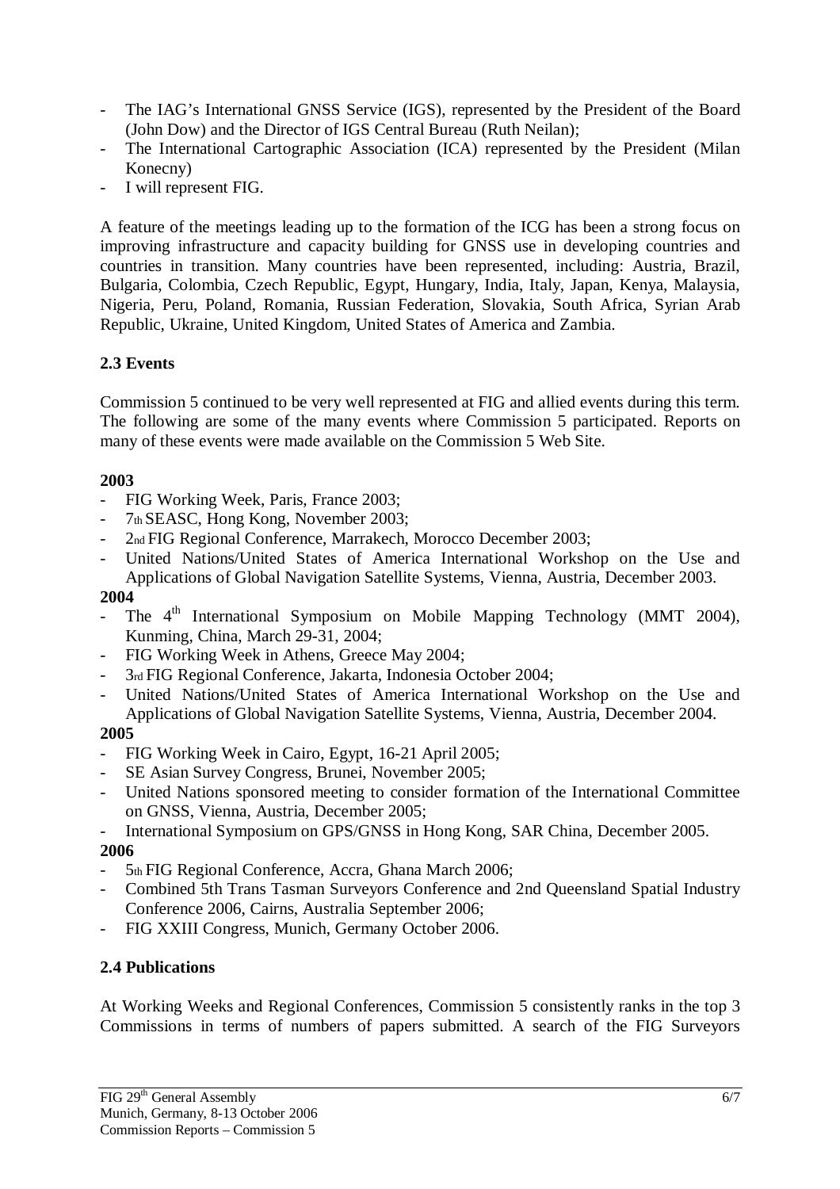- The IAG's International GNSS Service (IGS), represented by the President of the Board (John Dow) and the Director of IGS Central Bureau (Ruth Neilan);
- The International Cartographic Association (ICA) represented by the President (Milan Konecny)
- I will represent FIG.

A feature of the meetings leading up to the formation of the ICG has been a strong focus on improving infrastructure and capacity building for GNSS use in developing countries and countries in transition. Many countries have been represented, including: Austria, Brazil, Bulgaria, Colombia, Czech Republic, Egypt, Hungary, India, Italy, Japan, Kenya, Malaysia, Nigeria, Peru, Poland, Romania, Russian Federation, Slovakia, South Africa, Syrian Arab Republic, Ukraine, United Kingdom, United States of America and Zambia.

### 2.3 Events

Commission 5 continued to be very well represented at FIG and allied events during this term. The following are some of the many events where Commission 5 participated. Reports on many of these events were made available on the Commission 5 Web Site.

**2003**

- FIG Working Week, Paris, France 2003;
- 7th SEASC, Hong Kong, November 2003;
- 2nd FIG Regional Conference, Marrakech, Morocco December 2003;
- United Nations/United States of America International Workshop on the Use and Applications of Global Navigation Satellite Systems, Vienna, Austria, December 2003.

**2004**

- The 4th International Symposium on Mobile Mapping Technology (MMT 2004), Kunming, China, March 29-31, 2004;
- FIG Working Week in Athens, Greece May 2004;
- 3rd FIG Regional Conference, Jakarta, Indonesia October 2004;
- United Nations/United States of America International Workshop on the Use and Applications of Global Navigation Satellite Systems, Vienna, Austria, December 2004.

**2005**

- FIG Working Week in Cairo, Egypt, 16-21 April 2005;
- SE Asian Survey Congress, Brunei, November 2005;
- United Nations sponsored meeting to consider formation of the International Committee on GNSS, Vienna, Austria, December 2005;
- International Symposium on GPS/GNSS in Hong Kong, SAR China, December 2005.

**2006**

- 5th FIG Regional Conference, Accra, Ghana March 2006;
- Combined 5th Trans Tasman Surveyors Conference and 2nd Queensland Spatial Industry Conference 2006, Cairns, Australia September 2006;
- FIG XXIII Congress, Munich, Germany October 2006.

### 2.4 Publications

At Working Weeks and Regional Conferences, Commission 5 consistently ranks in the top 3 Commissions in terms of numbers of papers submitted. A search of the FIG Surveyors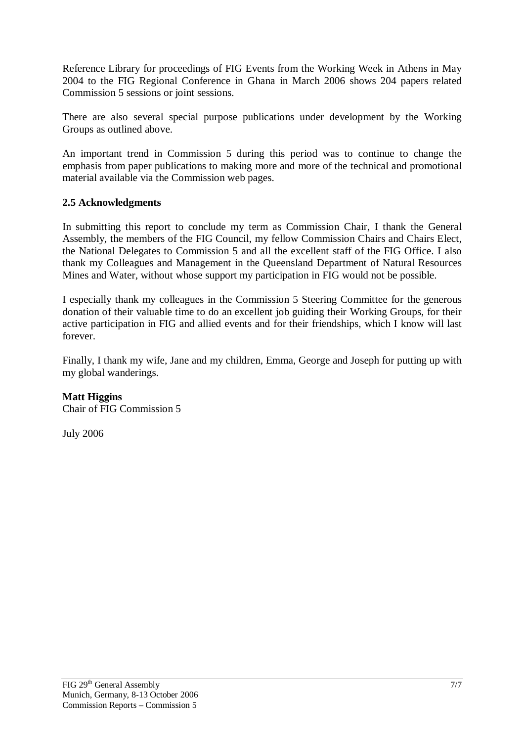Reference Library for proceedings of FIG Events from the Working Week in Athens in May 2004 to the FIG Regional Conference in Ghana in March 2006 shows 204 papers related Commission 5 sessions or joint sessions.

There are also several special purpose publications under development by the Working Groups as outlined above.

An important trend in Commission 5 during this period was to continue to change the emphasis from paper publications to making more and more of the technical and promotional material available via the Commission web pages.

### 2.5 Acknowledgments

In submitting this report to conclude my term as Commission Chair, I thank the General Assembly, the members of the FIG Council, my fellow Commission Chairs and Chairs Elect, the National Delegates to Commission 5 and all the excellent staff of the FIG Office. I also thank my Colleagues and Management in the Queensland Department of Natural Resources Mines and Water, without whose support my participation in FIG would not be possible.

I especially thank my colleagues in the Commission 5 Steering Committee for the generous donation of their valuable time to do an excellent job guiding their Working Groups, for their active participation in FIG and allied events and for their friendships, which I know will last forever.

Finally, I thank my wife, Jane and my children, Emma, George and Joseph for putting up with my global wanderings.

**Matt Higgins**
Chair of FIG Commission 5

July 2006